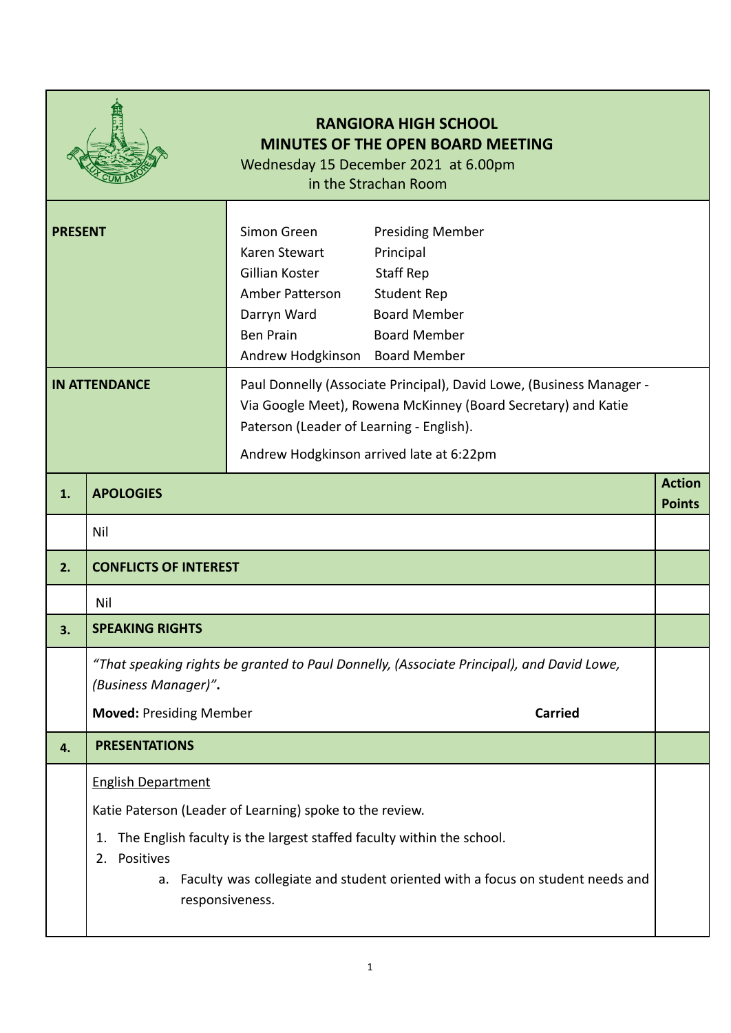# RANGIORA HIGH SCHOOL
## MINUTES OF THE OPEN BOARD MEETING

Wednesday 15 December 2021 at 6.00pm
in the Strachan Room

| | |
|---|---|
| **PRESENT** | Simon Green — Presiding Member<br>Karen Stewart — Principal<br>Gillian Koster — Staff Rep<br>Amber Patterson — Student Rep<br>Darryn Ward — Board Member<br>Ben Prain — Board Member<br>Andrew Hodgkinson — Board Member |
| **IN ATTENDANCE** | Paul Donnelly (Associate Principal), David Lowe, (Business Manager - Via Google Meet), Rowena McKinney (Board Secretary) and Katie Paterson (Leader of Learning - English).<br><br>Andrew Hodgkinson arrived late at 6:22pm |

| | | **Action Points** |
|---|---|---|
| **1.** | **APOLOGIES** | |
| | Nil | |
| **2.** | **CONFLICTS OF INTEREST** | |
| | Nil | |
| **3.** | **SPEAKING RIGHTS** | |
| | *"That speaking rights be granted to Paul Donnelly, (Associate Principal), and David Lowe, (Business Manager)"*.<br><br>**Moved:** Presiding Member **Carried** | |
| **4.** | **PRESENTATIONS** | |
| | English Department<br><br>Katie Paterson (Leader of Learning) spoke to the review.<br><br>1. The English faculty is the largest staffed faculty within the school.<br>2. Positives<br>a. Faculty was collegiate and student oriented with a focus on student needs and responsiveness. | |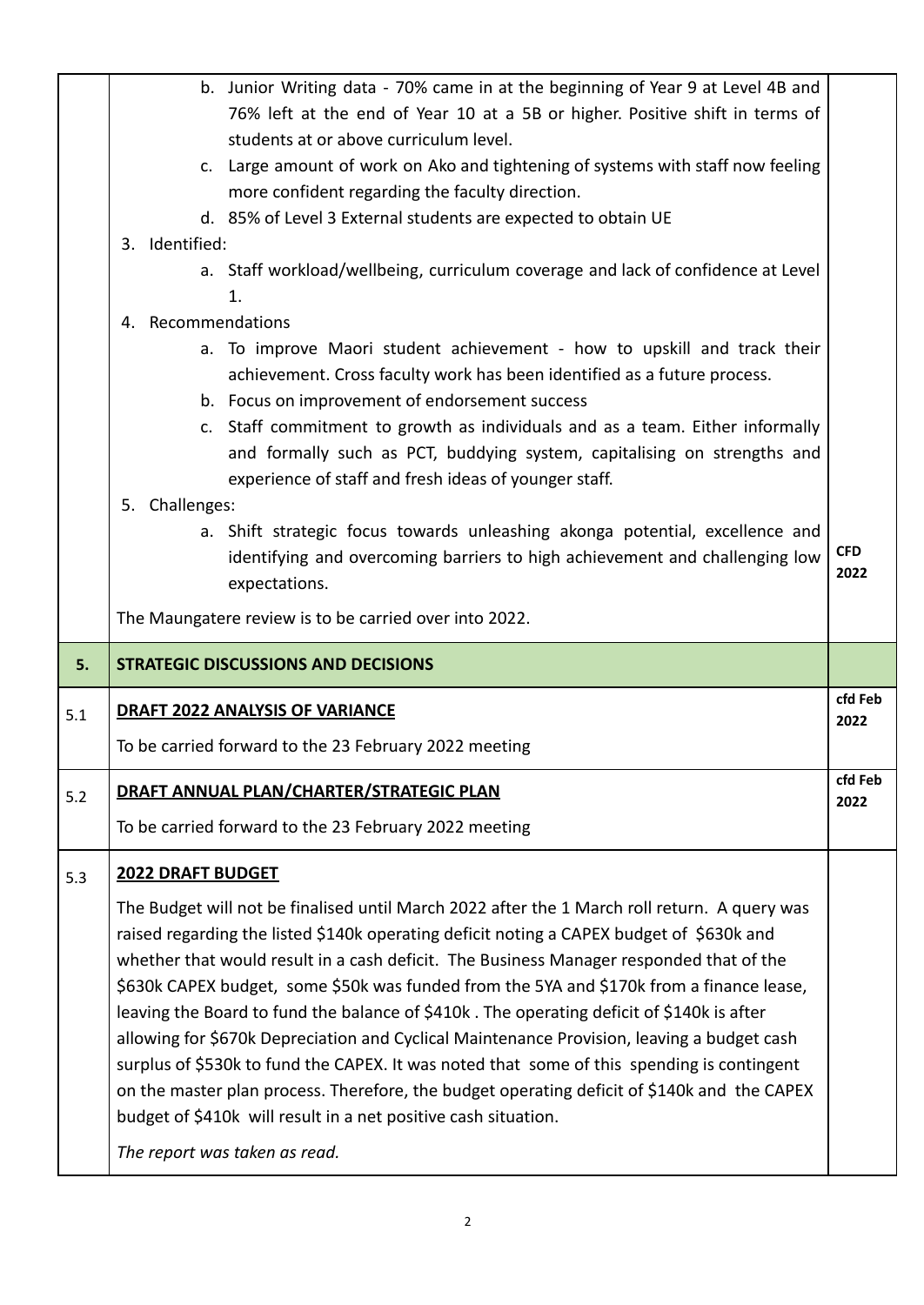| | | |
|---|---|---|
| | b. Junior Writing data - 70% came in at the beginning of Year 9 at Level 4B and 76% left at the end of Year 10 at a 5B or higher. Positive shift in terms of students at or above curriculum level.<br>c. Large amount of work on Ako and tightening of systems with staff now feeling more confident regarding the faculty direction.<br>d. 85% of Level 3 External students are expected to obtain UE<br>3. Identified:<br>a. Staff workload/wellbeing, curriculum coverage and lack of confidence at Level 1.<br>4. Recommendations<br>a. To improve Maori student achievement - how to upskill and track their achievement. Cross faculty work has been identified as a future process.<br>b. Focus on improvement of endorsement success<br>c. Staff commitment to growth as individuals and as a team. Either informally and formally such as PCT, buddying system, capitalising on strengths and experience of staff and fresh ideas of younger staff.<br>5. Challenges:<br>a. Shift strategic focus towards unleashing akonga potential, excellence and identifying and overcoming barriers to high achievement and challenging low expectations.<br><br>The Maungatere review is to be carried over into 2022. | **CFD 2022** |
| **5.** | **STRATEGIC DISCUSSIONS AND DECISIONS** | |
| 5.1 | **DRAFT 2022 ANALYSIS OF VARIANCE**<br><br>To be carried forward to the 23 February 2022 meeting | **cfd Feb 2022** |
| 5.2 | **DRAFT ANNUAL PLAN/CHARTER/STRATEGIC PLAN**<br><br>To be carried forward to the 23 February 2022 meeting | **cfd Feb 2022** |
| 5.3 | **2022 DRAFT BUDGET**<br><br>The Budget will not be finalised until March 2022 after the 1 March roll return. A query was raised regarding the listed \$140k operating deficit noting a CAPEX budget of \$630k and whether that would result in a cash deficit. The Business Manager responded that of the \$630k CAPEX budget, some \$50k was funded from the 5YA and \$170k from a finance lease, leaving the Board to fund the balance of \$410k . The operating deficit of \$140k is after allowing for \$670k Depreciation and Cyclical Maintenance Provision, leaving a budget cash surplus of \$530k to fund the CAPEX. It was noted that some of this spending is contingent on the master plan process. Therefore, the budget operating deficit of \$140k and the CAPEX budget of \$410k will result in a net positive cash situation.<br><br>*The report was taken as read.* | |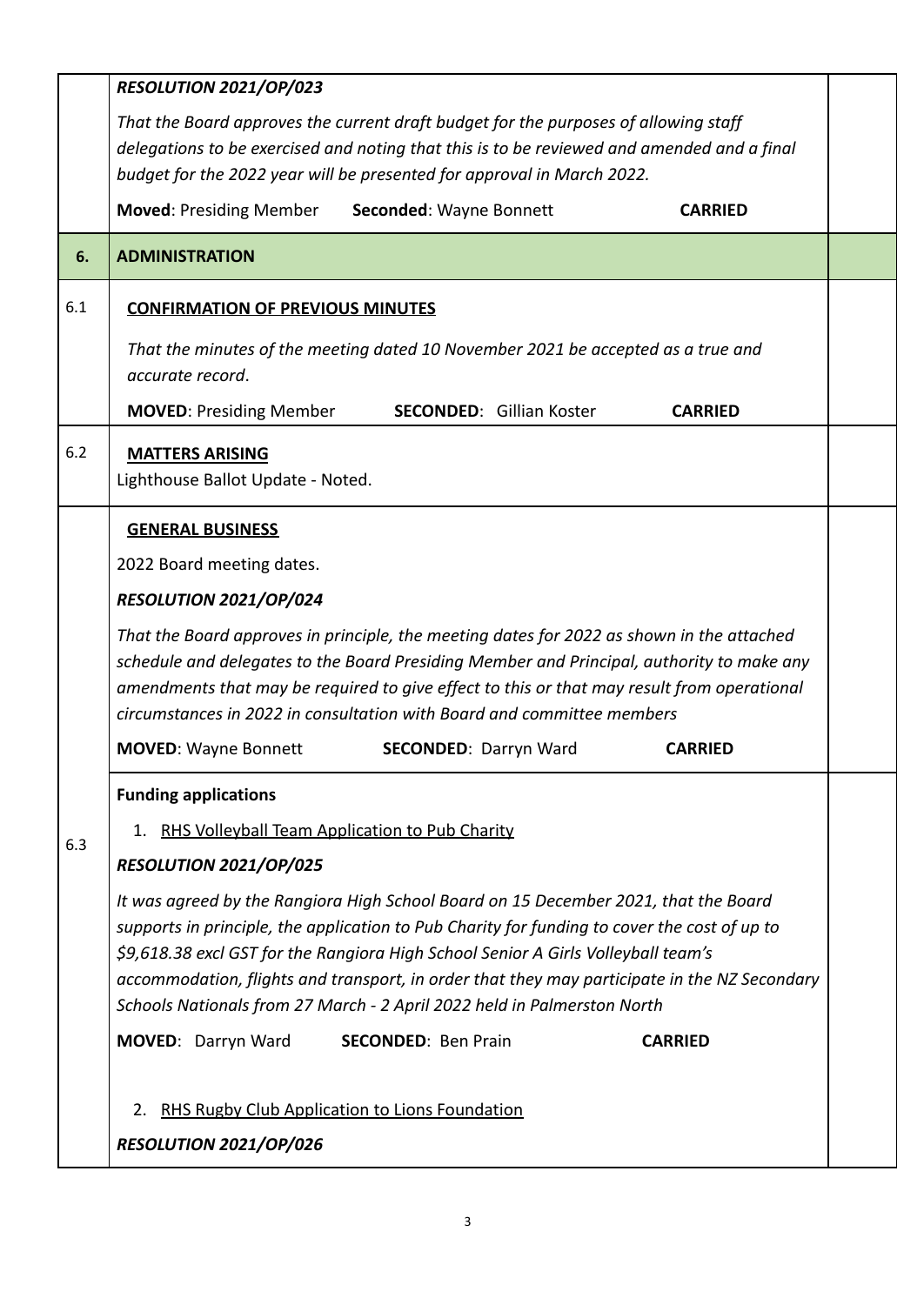| | | |
|---|---|---|
| | ***RESOLUTION 2021/OP/023***<br><br>*That the Board approves the current draft budget for the purposes of allowing staff delegations to be exercised and noting that this is to be reviewed and amended and a final budget for the 2022 year will be presented for approval in March 2022.*<br><br>**Moved**: Presiding Member **Seconded**: Wayne Bonnett **CARRIED** | |
| **6.** | **ADMINISTRATION** | |
| 6.1 | **<u>CONFIRMATION OF PREVIOUS MINUTES</u>**<br><br>*That the minutes of the meeting dated 10 November 2021 be accepted as a true and accurate record*.<br><br>**MOVED**: Presiding Member **SECONDED**: Gillian Koster **CARRIED** | |
| 6.2 | **<u>MATTERS ARISING</u>**<br><br>Lighthouse Ballot Update - Noted. | |
| 6.3 | **<u>GENERAL BUSINESS</u>**<br><br>2022 Board meeting dates.<br><br>***RESOLUTION 2021/OP/024***<br><br>*That the Board approves in principle, the meeting dates for 2022 as shown in the attached schedule and delegates to the Board Presiding Member and Principal, authority to make any amendments that may be required to give effect to this or that may result from operational circumstances in 2022 in consultation with Board and committee members*<br><br>**MOVED**: Wayne Bonnett **SECONDED**: Darryn Ward **CARRIED** | |
| | **Funding applications**<br><br>1. <u>RHS Volleyball Team Application to Pub Charity</u><br><br>***RESOLUTION 2021/OP/025***<br><br>*It was agreed by the Rangiora High School Board on 15 December 2021, that the Board supports in principle, the application to Pub Charity for funding to cover the cost of up to $9,618.38 excl GST for the Rangiora High School Senior A Girls Volleyball team's accommodation, flights and transport, in order that they may participate in the NZ Secondary Schools Nationals from 27 March - 2 April 2022 held in Palmerston North*<br><br>**MOVED**: Darryn Ward **SECONDED**: Ben Prain **CARRIED**<br><br>2. <u>RHS Rugby Club Application to Lions Foundation</u><br><br>***RESOLUTION 2021/OP/026*** | |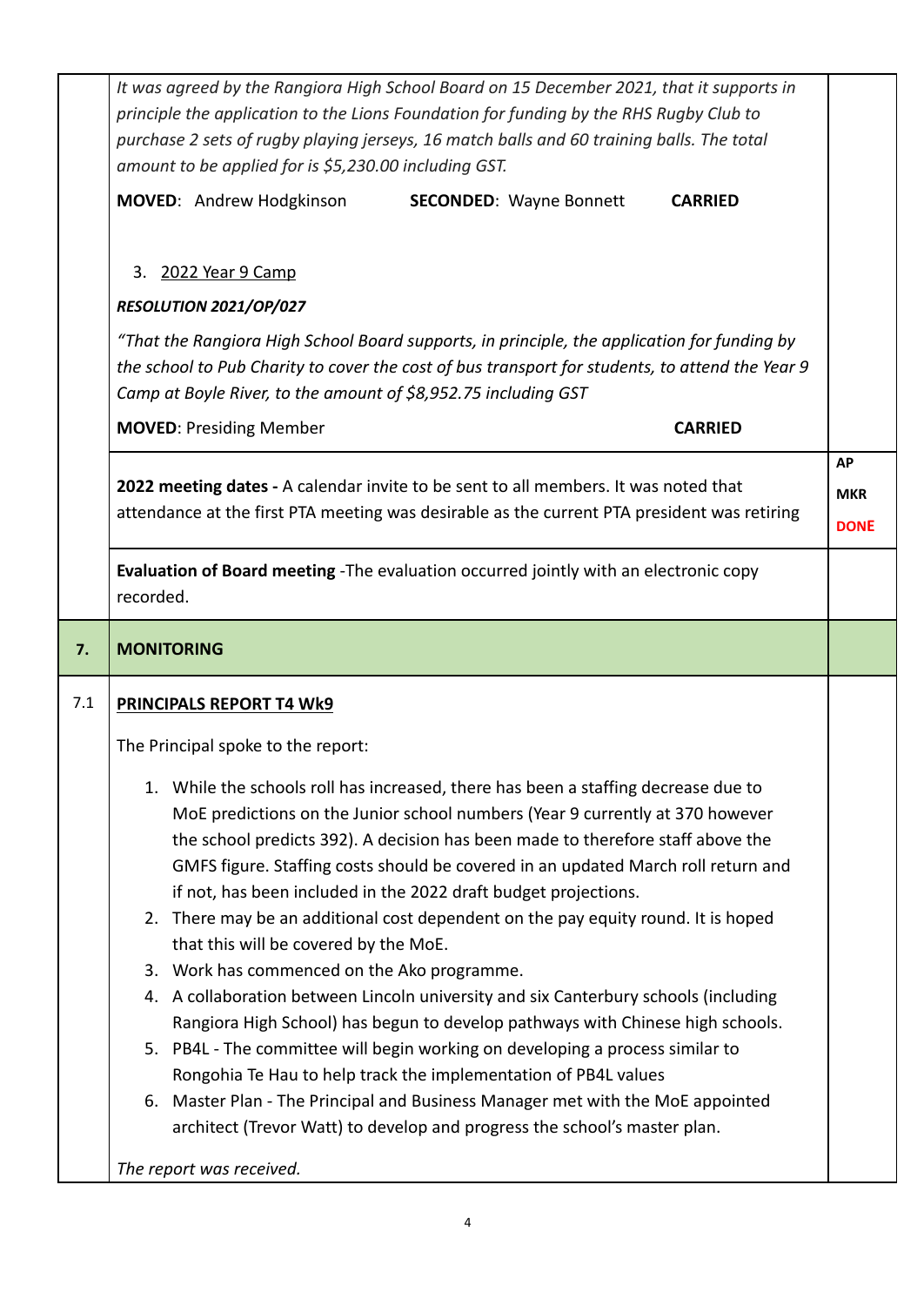| | | |
|---|---|---|
| | *It was agreed by the Rangiora High School Board on 15 December 2021, that it supports in principle the application to the Lions Foundation for funding by the RHS Rugby Club to purchase 2 sets of rugby playing jerseys, 16 match balls and 60 training balls. The total amount to be applied for is $5,230.00 including GST.*<br><br>**MOVED**: Andrew Hodgkinson **SECONDED**: Wayne Bonnett **CARRIED**<br><br>3. 2022 Year 9 Camp<br><br>***RESOLUTION 2021/OP/027***<br><br>*"That the Rangiora High School Board supports, in principle, the application for funding by the school to Pub Charity to cover the cost of bus transport for students, to attend the Year 9 Camp at Boyle River, to the amount of $8,952.75 including GST*<br><br>**MOVED**: Presiding Member **CARRIED** | |
| | **2022 meeting dates -** A calendar invite to be sent to all members. It was noted that attendance at the first PTA meeting was desirable as the current PTA president was retiring | **AP**<br>**MKR**<br>**DONE** |
| | **Evaluation of Board meeting** -The evaluation occurred jointly with an electronic copy recorded. | |
| **7.** | **MONITORING** | |
| 7.1 | **PRINCIPALS REPORT T4 Wk9**<br><br>The Principal spoke to the report:<br><br>1. While the schools roll has increased, there has been a staffing decrease due to MoE predictions on the Junior school numbers (Year 9 currently at 370 however the school predicts 392). A decision has been made to therefore staff above the GMFS figure. Staffing costs should be covered in an updated March roll return and if not, has been included in the 2022 draft budget projections.<br>2. There may be an additional cost dependent on the pay equity round. It is hoped that this will be covered by the MoE.<br>3. Work has commenced on the Ako programme.<br>4. A collaboration between Lincoln university and six Canterbury schools (including Rangiora High School) has begun to develop pathways with Chinese high schools.<br>5. PB4L - The committee will begin working on developing a process similar to Rongohia Te Hau to help track the implementation of PB4L values<br>6. Master Plan - The Principal and Business Manager met with the MoE appointed architect (Trevor Watt) to develop and progress the school's master plan.<br><br>*The report was received.* | |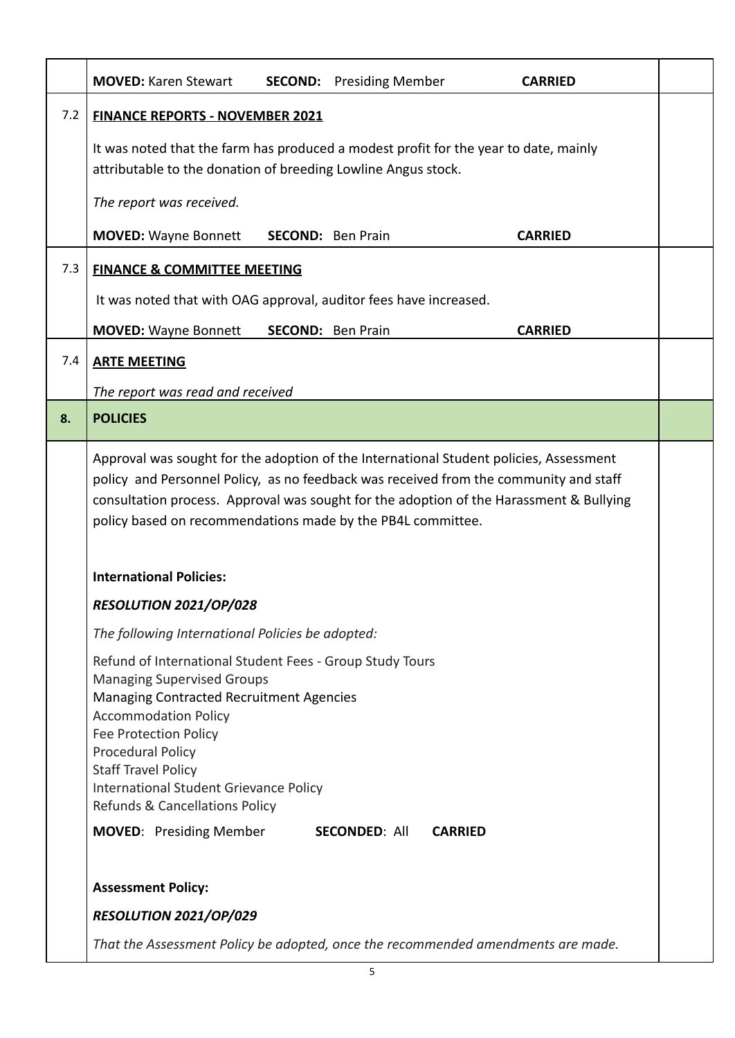**MOVED:** Karen Stewart **SECOND:** Presiding Member **CARRIED**

7.2 **FINANCE REPORTS - NOVEMBER 2021**

It was noted that the farm has produced a modest profit for the year to date, mainly attributable to the donation of breeding Lowline Angus stock.

*The report was received.*

**MOVED:** Wayne Bonnett **SECOND:** Ben Prain **CARRIED**

7.3 **FINANCE & COMMITTEE MEETING**

It was noted that with OAG approval, auditor fees have increased.

**MOVED:** Wayne Bonnett **SECOND:** Ben Prain **CARRIED**

7.4 **ARTE MEETING**

*The report was read and received*

## 8. POLICIES

Approval was sought for the adoption of the International Student policies, Assessment policy and Personnel Policy, as no feedback was received from the community and staff consultation process. Approval was sought for the adoption of the Harassment & Bullying policy based on recommendations made by the PB4L committee.

**International Policies:**

***RESOLUTION 2021/OP/028***

*The following International Policies be adopted:*

Refund of International Student Fees - Group Study Tours
Managing Supervised Groups
Managing Contracted Recruitment Agencies
Accommodation Policy
Fee Protection Policy
Procedural Policy
Staff Travel Policy
International Student Grievance Policy
Refunds & Cancellations Policy

**MOVED**: Presiding Member **SECONDED**: All **CARRIED**

**Assessment Policy:**

***RESOLUTION 2021/OP/029***

*That the Assessment Policy be adopted, once the recommended amendments are made.*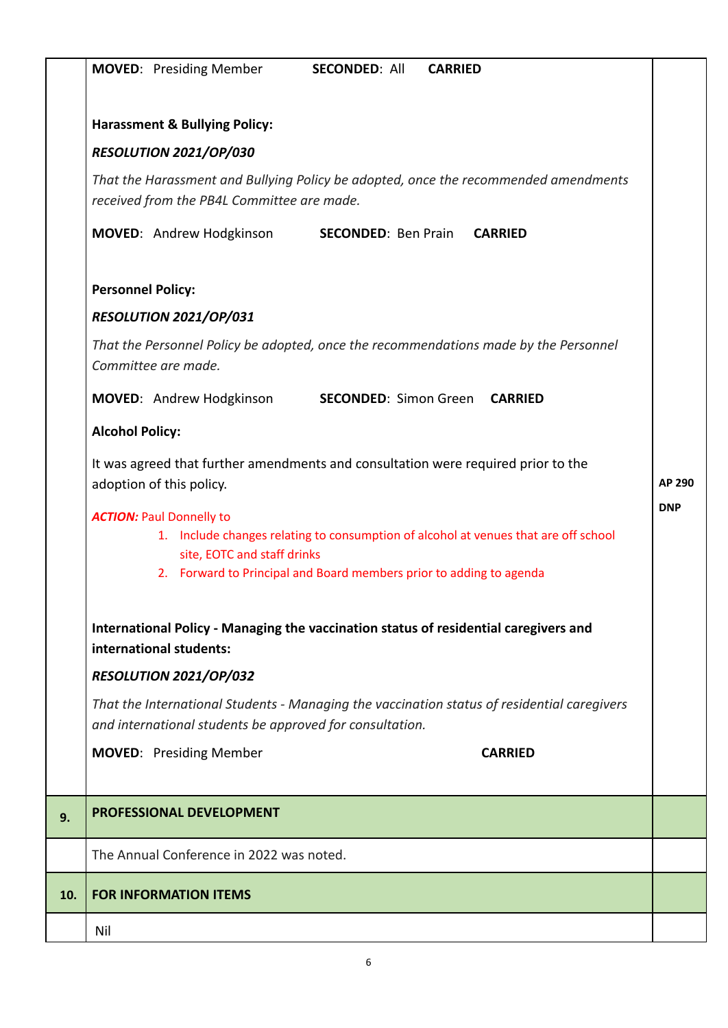**MOVED**: Presiding Member **SECONDED**: All **CARRIED**

**Harassment & Bullying Policy:**

***RESOLUTION 2021/OP/030***

*That the Harassment and Bullying Policy be adopted, once the recommended amendments received from the PB4L Committee are made.*

**MOVED**: Andrew Hodgkinson **SECONDED**: Ben Prain **CARRIED**

**Personnel Policy:**

***RESOLUTION 2021/OP/031***

*That the Personnel Policy be adopted, once the recommendations made by the Personnel Committee are made.*

**MOVED**: Andrew Hodgkinson **SECONDED**: Simon Green **CARRIED**

**Alcohol Policy:**

It was agreed that further amendments and consultation were required prior to the adoption of this policy.

***ACTION:*** Paul Donnelly to

1. Include changes relating to consumption of alcohol at venues that are off school site, EOTC and staff drinks
2. Forward to Principal and Board members prior to adding to agenda

**AP 290**

**DNP**

**International Policy - Managing the vaccination status of residential caregivers and international students:**

***RESOLUTION 2021/OP/032***

*That the International Students - Managing the vaccination status of residential caregivers and international students be approved for consultation.*

**MOVED**: Presiding Member **CARRIED**

| 9. | **PROFESSIONAL DEVELOPMENT** | |
|---|---|---|
| | The Annual Conference in 2022 was noted. | |
| **10.** | **FOR INFORMATION ITEMS** | |
| | Nil | |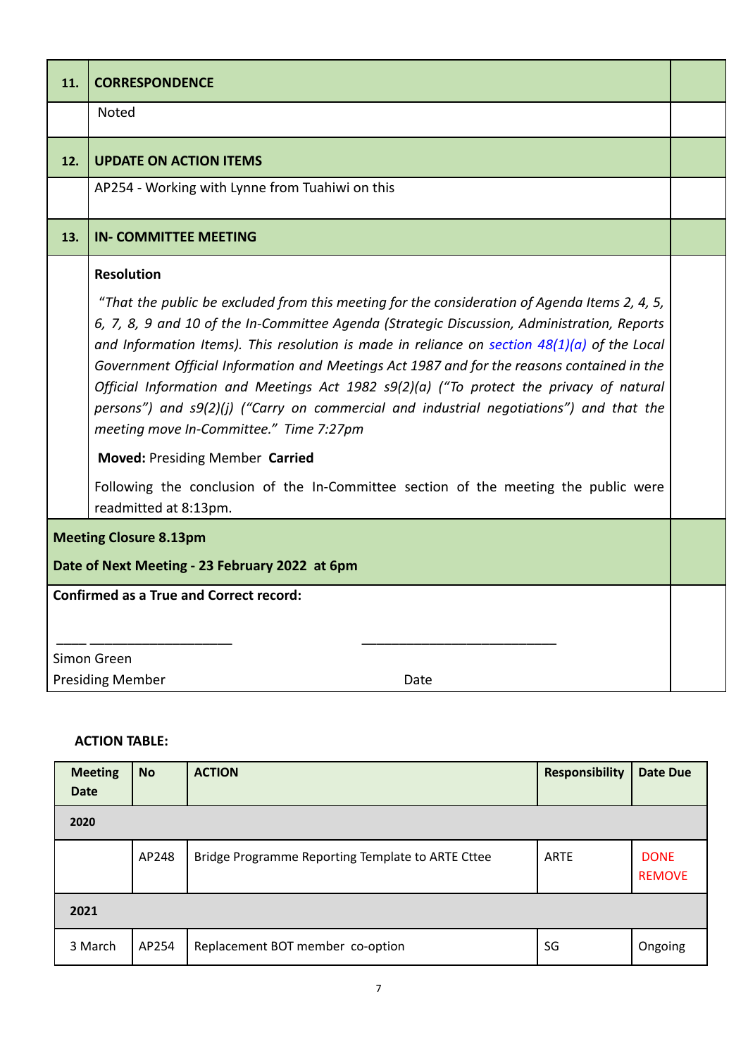| 11. | CORRESPONDENCE | |
|---|---|---|
| | Noted | |
| **12.** | **UPDATE ON ACTION ITEMS** | |
| | AP254 - Working with Lynne from Tuahiwi on this | |
| **13.** | **IN- COMMITTEE MEETING** | |
| | **Resolution**<br><br>*"That the public be excluded from this meeting for the consideration of Agenda Items 2, 4, 5, 6, 7, 8, 9 and 10 of the In-Committee Agenda (Strategic Discussion, Administration, Reports and Information Items). This resolution is made in reliance on section 48(1)(a) of the Local Government Official Information and Meetings Act 1987 and for the reasons contained in the Official Information and Meetings Act 1982 s9(2)(a) ("To protect the privacy of natural persons") and s9(2)(j) ("Carry on commercial and industrial negotiations") and that the meeting move In-Committee." Time 7:27pm*<br><br>**Moved:** Presiding Member **Carried**<br><br>Following the conclusion of the In-Committee section of the meeting the public were readmitted at 8:13pm. | |

**Meeting Closure 8.13pm**

**Date of Next Meeting - 23 February 2022 at 6pm**

**Confirmed as a True and Correct record:**

____ ___________________ ___________________________

Simon Green
Presiding Member Date

**ACTION TABLE:**

| Meeting Date | No | ACTION | Responsibility | Date Due |
|---|---|---|---|---|
| **2020** | | | | |
| | AP248 | Bridge Programme Reporting Template to ARTE Cttee | ARTE | DONE REMOVE |
| **2021** | | | | |
| 3 March | AP254 | Replacement BOT member co-option | SG | Ongoing |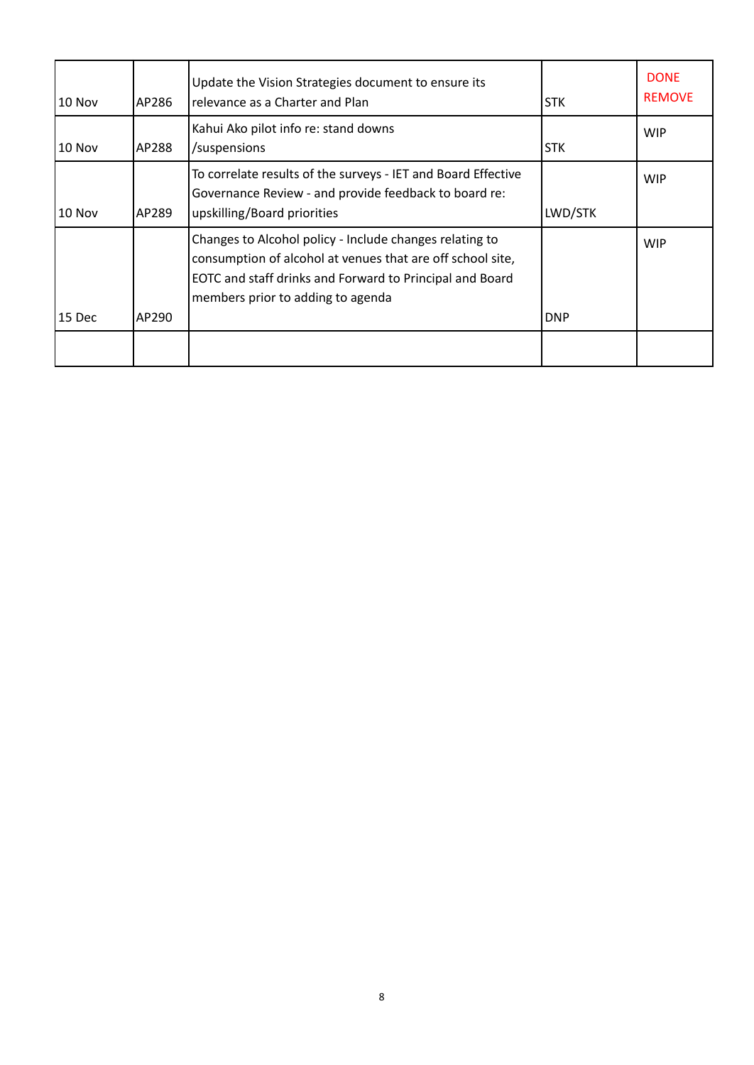| | | | | |
|---|---|---|---|---|
| 10 Nov | AP286 | Update the Vision Strategies document to ensure its relevance as a Charter and Plan | STK | DONE REMOVE |
| 10 Nov | AP288 | Kahui Ako pilot info re: stand downs /suspensions | STK | WIP |
| 10 Nov | AP289 | To correlate results of the surveys - IET and Board Effective Governance Review - and provide feedback to board re: upskilling/Board priorities | LWD/STK | WIP |
| 15 Dec | AP290 | Changes to Alcohol policy - Include changes relating to consumption of alcohol at venues that are off school site, EOTC and staff drinks and Forward to Principal and Board members prior to adding to agenda | DNP | WIP |
| | | | | |